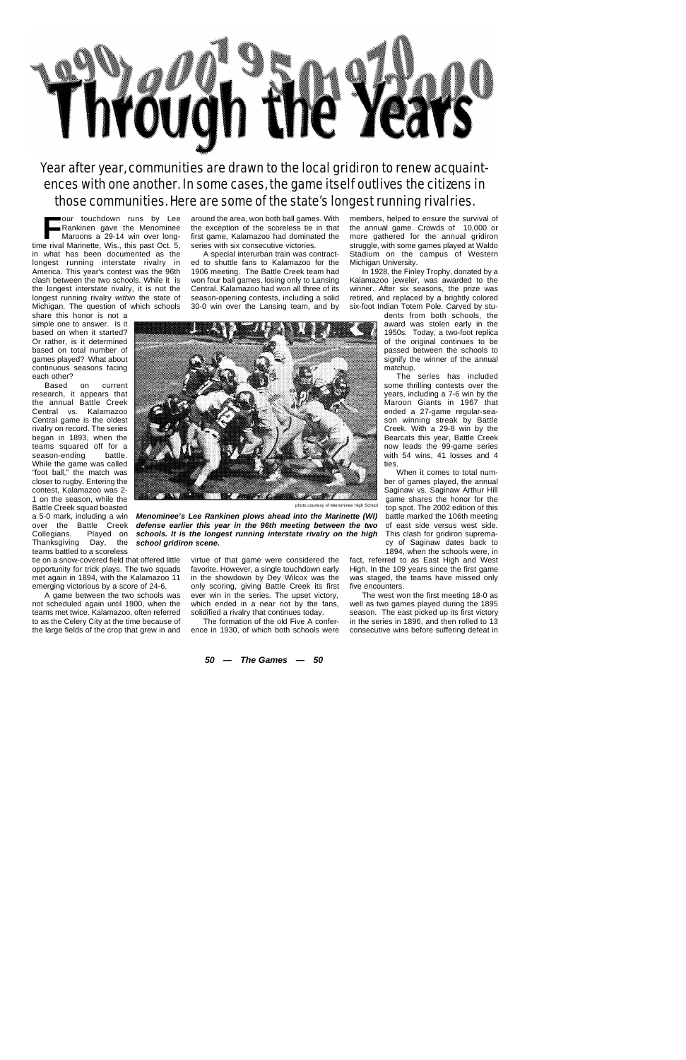# Through the Years

Year after year, communities are drawn to the local gridiron to renew acquaintences with one another. In some cases, the game itself outlives the citizens in those communities. Here are some of the state's longest running rivalries.

Four touchdown runs by Lee Rankinen gave the Menominee Maroons a 29-14 win over longtime rival Marinette, Wis., this past Oct. 5, in what has been documented as the longest running interstate rivalry in America. This year's contest was the 96th clash between the two schools. While it is the longest interstate rivalry, it is not the longest running rivalry *within* the state of Michigan. The question of which schools share this honor is not a simple one to answer. Is it based on when it started? Or rather, is it determined based on total number of games played? What about continuous seasons facing each other?

Based on current research, it appears that the annual Battle Creek Central vs. Kalamazoo Central game is the oldest rivalry on record. The series began in 1893, when the teams squared off for a season-ending battle. While the game was called "foot ball," the match was closer to rugby. Entering the contest, Kalamazoo was 2-1 on the season, while the Battle Creek squad boasted a 5-0 mark, including a win over the Battle Creek Collegians. Played on Thanksgiving Day, the teams battled to a scoreless tie on a snow-covered field that offered little opportunity for trick plays. The two squads met again in 1894, with the Kalamazoo 11 emerging victorious by a score of 24-6.

A game between the two schools was not scheduled again until 1900, when the teams met twice. Kalamazoo, often referred to as the Celery City at the time because of the large fields of the crop that grew in and around the area, won both ball games. With the exception of the scoreless tie in that first game, Kalamazoo had dominated the series with six consecutive victories.

A special interurban train was contracted to shuttle fans to Kalamazoo for the 1906 meeting. The Battle Creek team had won four ball games, losing only to Lansing Central. Kalamazoo had won all three of its season-opening contests, including a solid 30-0 win over the Lansing team, and by virtue of that game were considered the favorite. However, a single touchdown early in the showdown by Dey Wilcox was the only scoring, giving Battle Creek its first ever win in the series. The upset victory, which ended in a near riot by the fans, solidified a rivalry that continues today.

The formation of the old Five A conference in 1930, of which both schools were members, helped to ensure the survival of the annual game. Crowds of 10,000 or more gathered for the annual gridiron struggle, with some games played at Waldo Stadium on the campus of Western Michigan University.

In 1928, the Finley Trophy, donated by a Kalamazoo jeweler, was awarded to the winner. After six seasons, the prize was retired, and replaced by a brightly colored six-foot Indian Totem Pole. Carved by students from both schools, the award was stolen early in the 1950s. Today, a two-foot replica of the original continues to be passed between the schools to signify the winner of the annual matchup.

The series has included some thrilling contests over the years, including a 7-6 win by the Maroon Giants in 1967 that ended a 27-game regular-season winning streak by Battle Creek. With a 29-8 win by the Bearcats this year, Battle Creek now leads the 99-game series with 54 wins, 41 losses and 4 ties.

When it comes to total number of games played, the annual Saginaw vs. Saginaw Arthur Hill game shares the honor for the top spot. The 2002 edition of this battle marked the 106th meeting of east side versus west side. This clash for gridiron supremacy of Saginaw dates back to 1894, when the schools were, in fact, referred to as East High and West High. In the 109 years since the first game was staged, the teams have missed only five encounters.

The west won the first meeting 18-0 as well as two games played during the 1895 season. The east picked up its first victory in the series in 1896, and then rolled to 13 consecutive wins before suffering defeat in

photo courtesy of Menominee High School

***Menominee's Lee Rankinen plows ahead into the Marinette (WI) defense earlier this year in the 96th meeting between the two schools. It is the longest running interstate rivalry on the high school gridiron scene.***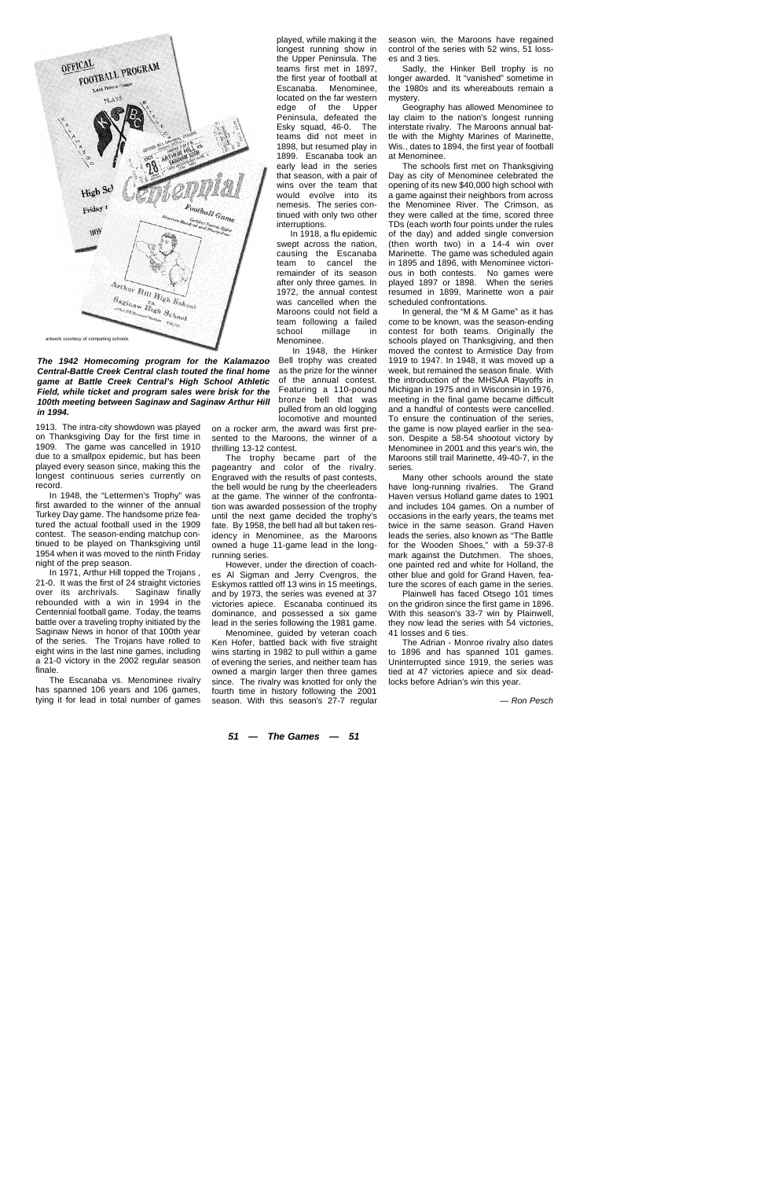artwork courtesy of competing schools

***The 1942 Homecoming program for the Kalamazoo Central-Battle Creek Central clash touted the final home game at Battle Creek Central's High School Athletic Field, while ticket and program sales were brisk for the 100th meeting between Saginaw and Saginaw Arthur Hill in 1994.***

1913. The intra-city showdown was played on Thanksgiving Day for the first time in 1909. The game was cancelled in 1910 due to a smallpox epidemic, but has been played every season since, making this the longest continuous series currently on record.

In 1948, the "Lettermen's Trophy" was first awarded to the winner of the annual Turkey Day game. The handsome prize featured the actual football used in the 1909 contest. The season-ending matchup continued to be played on Thanksgiving until 1954 when it was moved to the ninth Friday night of the prep season.

In 1971, Arthur Hill topped the Trojans , 21-0. It was the first of 24 straight victories over its archrivals. Saginaw finally rebounded with a win in 1994 in the Centennial football game. Today, the teams battle over a traveling trophy initiated by the Saginaw News in honor of that 100th year of the series. The Trojans have rolled to eight wins in the last nine games, including a 21-0 victory in the 2002 regular season finale.

The Escanaba vs. Menominee rivalry has spanned 106 years and 106 games, tying it for lead in total number of games played, while making it the longest running show in the Upper Peninsula. The teams first met in 1897, the first year of football at Escanaba. Menominee, located on the far western edge of the Upper Peninsula, defeated the Esky squad, 46-0. The teams did not meet in 1898, but resumed play in 1899. Escanaba took an early lead in the series that season, with a pair of wins over the team that would evolve into its nemesis. The series continued with only two other interruptions.

In 1918, a flu epidemic swept across the nation, causing the Escanaba team to cancel the remainder of its season after only three games. In 1972, the annual contest was cancelled when the Maroons could not field a team following a failed school millage in Menominee.

In 1948, the Hinker Bell trophy was created as the prize for the winner of the annual contest. Featuring a 110-pound bronze bell that was pulled from an old logging locomotive and mounted on a rocker arm, the award was first presented to the Maroons, the winner of a thrilling 13-12 contest.

The trophy became part of the pageantry and color of the rivalry. Engraved with the results of past contests, the bell would be rung by the cheerleaders at the game. The winner of the confrontation was awarded possession of the trophy until the next game decided the trophy's fate. By 1958, the bell had all but taken residency in Menominee, as the Maroons owned a huge 11-game lead in the long-running series.

However, under the direction of coaches Al Sigman and Jerry Cvengros, the Eskymos rattled off 13 wins in 15 meetings, and by 1973, the series was evened at 37 victories apiece. Escanaba continued its dominance, and possessed a six game lead in the series following the 1981 game.

Menominee, guided by veteran coach Ken Hofer, battled back with five straight wins starting in 1982 to pull within a game of evening the series, and neither team has owned a margin larger then three games since. The rivalry was knotted for only the fourth time in history following the 2001 season. With this season's 27-7 regular season win, the Maroons have regained control of the series with 52 wins, 51 losses and 3 ties.

Sadly, the Hinker Bell trophy is no longer awarded. It "vanished" sometime in the 1980s and its whereabouts remain a mystery.

Geography has allowed Menominee to lay claim to the nation's longest running interstate rivalry. The Maroons annual battle with the Mighty Marines of Marinette, Wis., dates to 1894, the first year of football at Menominee.

The schools first met on Thanksgiving Day as city of Menominee celebrated the opening of its new $40,000 high school with a game against their neighbors from across the Menominee River. The Crimson, as they were called at the time, scored three TDs (each worth four points under the rules of the day) and added single conversion (then worth two) in a 14-4 win over Marinette. The game was scheduled again in 1895 and 1896, with Menominee victorious in both contests. No games were played 1897 or 1898. When the series resumed in 1899, Marinette won a pair scheduled confrontations.

In general, the "M & M Game" as it has come to be known, was the season-ending contest for both teams. Originally the schools played on Thanksgiving, and then moved the contest to Armistice Day from 1919 to 1947. In 1948, it was moved up a week, but remained the season finale. With the introduction of the MHSAA Playoffs in Michigan in 1975 and in Wisconsin in 1976, meeting in the final game became difficult and a handful of contests were cancelled. To ensure the continuation of the series, the game is now played earlier in the season. Despite a 58-54 shootout victory by Menominee in 2001 and this year's win, the Maroons still trail Marinette, 49-40-7, in the series.

Many other schools around the state have long-running rivalries. The Grand Haven versus Holland game dates to 1901 and includes 104 games. On a number of occasions in the early years, the teams met twice in the same season. Grand Haven leads the series, also known as "The Battle for the Wooden Shoes," with a 59-37-8 mark against the Dutchmen. The shoes, one painted red and white for Holland, the other blue and gold for Grand Haven, feature the scores of each game in the series.

Plainwell has faced Otsego 101 times on the gridiron since the first game in 1896. With this season's 33-7 win by Plainwell, they now lead the series with 54 victories, 41 losses and 6 ties.

The Adrian - Monroe rivalry also dates to 1896 and has spanned 101 games. Uninterrupted since 1919, the series was tied at 47 victories apiece and six deadlocks before Adrian's win this year.

*— Ron Pesch*